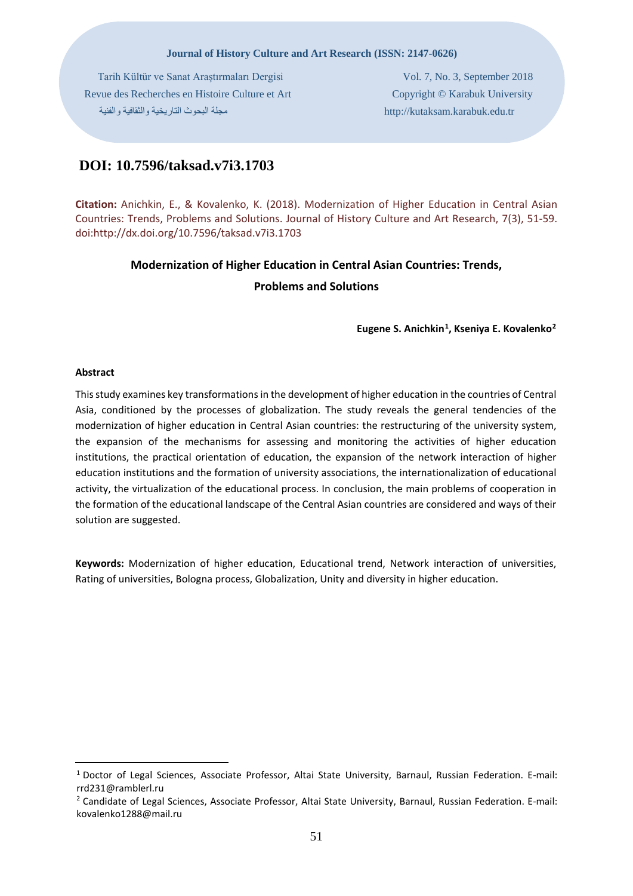**Journal of History Culture and Art Research (ISSN: 2147-0626)**

Tarih Kültür ve Sanat Araştırmaları Dergisi
Revue des Recherches en Histoire Culture et Art
مجلة البحوث التاريخية والثقافية والفنية

Vol. 7, No. 3, September 2018
Copyright © Karabuk University
http://kutaksam.karabuk.edu.tr

# DOI: 10.7596/taksad.v7i3.1703

**Citation:** Anichkin, E., & Kovalenko, K. (2018). Modernization of Higher Education in Central Asian Countries: Trends, Problems and Solutions. Journal of History Culture and Art Research, 7(3), 51-59. doi:http://dx.doi.org/10.7596/taksad.v7i3.1703

## Modernization of Higher Education in Central Asian Countries: Trends, Problems and Solutions

**Eugene S. Anichkin[1], Kseniya E. Kovalenko[2]**

**Abstract**

This study examines key transformations in the development of higher education in the countries of Central Asia, conditioned by the processes of globalization. The study reveals the general tendencies of the modernization of higher education in Central Asian countries: the restructuring of the university system, the expansion of the mechanisms for assessing and monitoring the activities of higher education institutions, the practical orientation of education, the expansion of the network interaction of higher education institutions and the formation of university associations, the internationalization of educational activity, the virtualization of the educational process. In conclusion, the main problems of cooperation in the formation of the educational landscape of the Central Asian countries are considered and ways of their solution are suggested.

**Keywords:** Modernization of higher education, Educational trend, Network interaction of universities, Rating of universities, Bologna process, Globalization, Unity and diversity in higher education.

---

[1] Doctor of Legal Sciences, Associate Professor, Altai State University, Barnaul, Russian Federation. E-mail: rrd231@ramblerl.ru

[2] Candidate of Legal Sciences, Associate Professor, Altai State University, Barnaul, Russian Federation. E-mail: kovalenko1288@mail.ru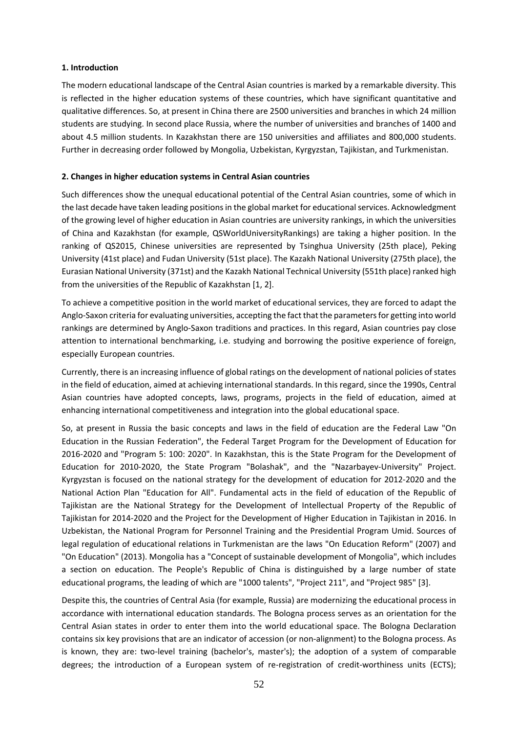**1. Introduction**

The modern educational landscape of the Central Asian countries is marked by a remarkable diversity. This is reflected in the higher education systems of these countries, which have significant quantitative and qualitative differences. So, at present in China there are 2500 universities and branches in which 24 million students are studying. In second place Russia, where the number of universities and branches of 1400 and about 4.5 million students. In Kazakhstan there are 150 universities and affiliates and 800,000 students. Further in decreasing order followed by Mongolia, Uzbekistan, Kyrgyzstan, Tajikistan, and Turkmenistan.

**2. Changes in higher education systems in Central Asian countries**

Such differences show the unequal educational potential of the Central Asian countries, some of which in the last decade have taken leading positions in the global market for educational services. Acknowledgment of the growing level of higher education in Asian countries are university rankings, in which the universities of China and Kazakhstan (for example, QSWorldUniversityRankings) are taking a higher position. In the ranking of QS2015, Chinese universities are represented by Tsinghua University (25th place), Peking University (41st place) and Fudan University (51st place). The Kazakh National University (275th place), the Eurasian National University (371st) and the Kazakh National Technical University (551th place) ranked high from the universities of the Republic of Kazakhstan [1, 2].

To achieve a competitive position in the world market of educational services, they are forced to adapt the Anglo-Saxon criteria for evaluating universities, accepting the fact that the parameters for getting into world rankings are determined by Anglo-Saxon traditions and practices. In this regard, Asian countries pay close attention to international benchmarking, i.e. studying and borrowing the positive experience of foreign, especially European countries.

Currently, there is an increasing influence of global ratings on the development of national policies of states in the field of education, aimed at achieving international standards. In this regard, since the 1990s, Central Asian countries have adopted concepts, laws, programs, projects in the field of education, aimed at enhancing international competitiveness and integration into the global educational space.

So, at present in Russia the basic concepts and laws in the field of education are the Federal Law "On Education in the Russian Federation", the Federal Target Program for the Development of Education for 2016-2020 and "Program 5: 100: 2020". In Kazakhstan, this is the State Program for the Development of Education for 2010-2020, the State Program "Bolashak", and the "Nazarbayev-University" Project. Kyrgyzstan is focused on the national strategy for the development of education for 2012-2020 and the National Action Plan "Education for All". Fundamental acts in the field of education of the Republic of Tajikistan are the National Strategy for the Development of Intellectual Property of the Republic of Tajikistan for 2014-2020 and the Project for the Development of Higher Education in Tajikistan in 2016. In Uzbekistan, the National Program for Personnel Training and the Presidential Program Umid. Sources of legal regulation of educational relations in Turkmenistan are the laws "On Education Reform" (2007) and "On Education" (2013). Mongolia has a "Concept of sustainable development of Mongolia", which includes a section on education. The People's Republic of China is distinguished by a large number of state educational programs, the leading of which are "1000 talents", "Project 211", and "Project 985" [3].

Despite this, the countries of Central Asia (for example, Russia) are modernizing the educational process in accordance with international education standards. The Bologna process serves as an orientation for the Central Asian states in order to enter them into the world educational space. The Bologna Declaration contains six key provisions that are an indicator of accession (or non-alignment) to the Bologna process. As is known, they are: two-level training (bachelor's, master's); the adoption of a system of comparable degrees; the introduction of a European system of re-registration of credit-worthiness units (ECTS);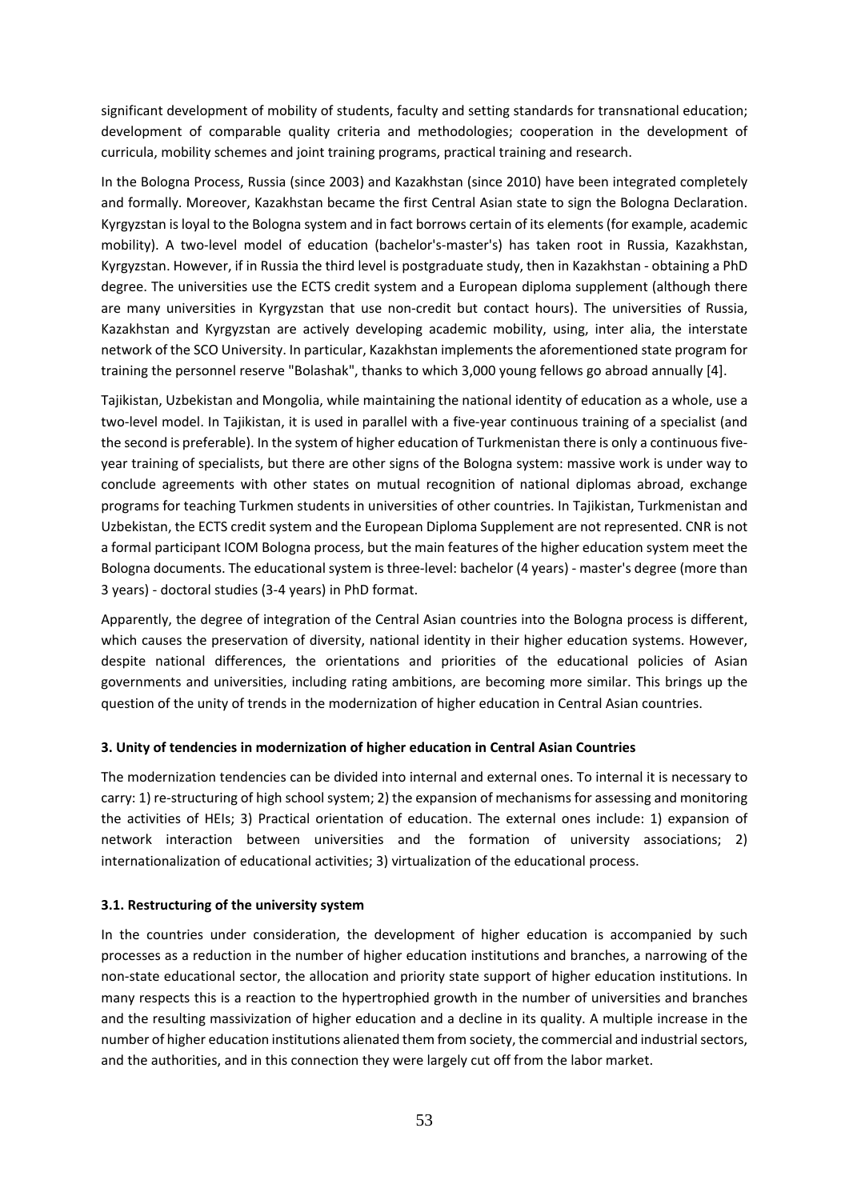significant development of mobility of students, faculty and setting standards for transnational education; development of comparable quality criteria and methodologies; cooperation in the development of curricula, mobility schemes and joint training programs, practical training and research.

In the Bologna Process, Russia (since 2003) and Kazakhstan (since 2010) have been integrated completely and formally. Moreover, Kazakhstan became the first Central Asian state to sign the Bologna Declaration. Kyrgyzstan is loyal to the Bologna system and in fact borrows certain of its elements (for example, academic mobility). A two-level model of education (bachelor's-master's) has taken root in Russia, Kazakhstan, Kyrgyzstan. However, if in Russia the third level is postgraduate study, then in Kazakhstan - obtaining a PhD degree. The universities use the ECTS credit system and a European diploma supplement (although there are many universities in Kyrgyzstan that use non-credit but contact hours). The universities of Russia, Kazakhstan and Kyrgyzstan are actively developing academic mobility, using, inter alia, the interstate network of the SCO University. In particular, Kazakhstan implements the aforementioned state program for training the personnel reserve "Bolashak", thanks to which 3,000 young fellows go abroad annually [4].

Tajikistan, Uzbekistan and Mongolia, while maintaining the national identity of education as a whole, use a two-level model. In Tajikistan, it is used in parallel with a five-year continuous training of a specialist (and the second is preferable). In the system of higher education of Turkmenistan there is only a continuous five-year training of specialists, but there are other signs of the Bologna system: massive work is under way to conclude agreements with other states on mutual recognition of national diplomas abroad, exchange programs for teaching Turkmen students in universities of other countries. In Tajikistan, Turkmenistan and Uzbekistan, the ECTS credit system and the European Diploma Supplement are not represented. CNR is not a formal participant ICOM Bologna process, but the main features of the higher education system meet the Bologna documents. The educational system is three-level: bachelor (4 years) - master's degree (more than 3 years) - doctoral studies (3-4 years) in PhD format.

Apparently, the degree of integration of the Central Asian countries into the Bologna process is different, which causes the preservation of diversity, national identity in their higher education systems. However, despite national differences, the orientations and priorities of the educational policies of Asian governments and universities, including rating ambitions, are becoming more similar. This brings up the question of the unity of trends in the modernization of higher education in Central Asian countries.

### 3. Unity of tendencies in modernization of higher education in Central Asian Countries

The modernization tendencies can be divided into internal and external ones. To internal it is necessary to carry: 1) re-structuring of high school system; 2) the expansion of mechanisms for assessing and monitoring the activities of HEIs; 3) Practical orientation of education. The external ones include: 1) expansion of network interaction between universities and the formation of university associations; 2) internationalization of educational activities; 3) virtualization of the educational process.

#### 3.1. Restructuring of the university system

In the countries under consideration, the development of higher education is accompanied by such processes as a reduction in the number of higher education institutions and branches, a narrowing of the non-state educational sector, the allocation and priority state support of higher education institutions. In many respects this is a reaction to the hypertrophied growth in the number of universities and branches and the resulting massivization of higher education and a decline in its quality. A multiple increase in the number of higher education institutions alienated them from society, the commercial and industrial sectors, and the authorities, and in this connection they were largely cut off from the labor market.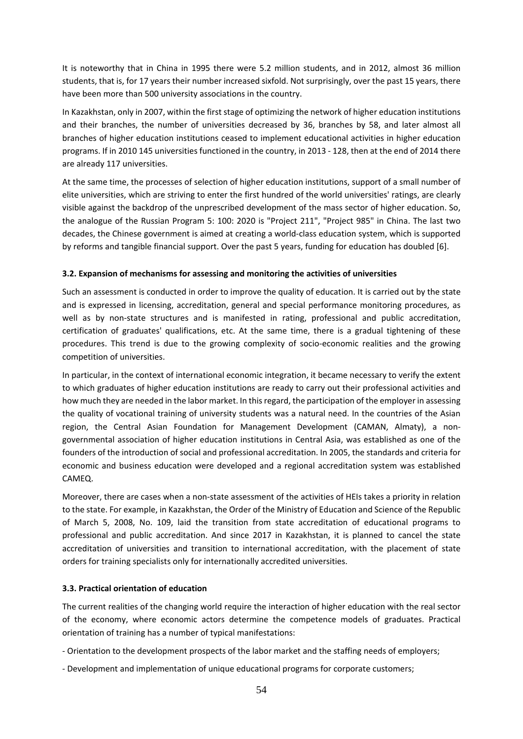It is noteworthy that in China in 1995 there were 5.2 million students, and in 2012, almost 36 million students, that is, for 17 years their number increased sixfold. Not surprisingly, over the past 15 years, there have been more than 500 university associations in the country.

In Kazakhstan, only in 2007, within the first stage of optimizing the network of higher education institutions and their branches, the number of universities decreased by 36, branches by 58, and later almost all branches of higher education institutions ceased to implement educational activities in higher education programs. If in 2010 145 universities functioned in the country, in 2013 - 128, then at the end of 2014 there are already 117 universities.

At the same time, the processes of selection of higher education institutions, support of a small number of elite universities, which are striving to enter the first hundred of the world universities' ratings, are clearly visible against the backdrop of the unprescribed development of the mass sector of higher education. So, the analogue of the Russian Program 5: 100: 2020 is "Project 211", "Project 985" in China. The last two decades, the Chinese government is aimed at creating a world-class education system, which is supported by reforms and tangible financial support. Over the past 5 years, funding for education has doubled [6].

### 3.2. Expansion of mechanisms for assessing and monitoring the activities of universities

Such an assessment is conducted in order to improve the quality of education. It is carried out by the state and is expressed in licensing, accreditation, general and special performance monitoring procedures, as well as by non-state structures and is manifested in rating, professional and public accreditation, certification of graduates' qualifications, etc. At the same time, there is a gradual tightening of these procedures. This trend is due to the growing complexity of socio-economic realities and the growing competition of universities.

In particular, in the context of international economic integration, it became necessary to verify the extent to which graduates of higher education institutions are ready to carry out their professional activities and how much they are needed in the labor market. In this regard, the participation of the employer in assessing the quality of vocational training of university students was a natural need. In the countries of the Asian region, the Central Asian Foundation for Management Development (CAMAN, Almaty), a non-governmental association of higher education institutions in Central Asia, was established as one of the founders of the introduction of social and professional accreditation. In 2005, the standards and criteria for economic and business education were developed and a regional accreditation system was established CAMEQ.

Moreover, there are cases when a non-state assessment of the activities of HEIs takes a priority in relation to the state. For example, in Kazakhstan, the Order of the Ministry of Education and Science of the Republic of March 5, 2008, No. 109, laid the transition from state accreditation of educational programs to professional and public accreditation. And since 2017 in Kazakhstan, it is planned to cancel the state accreditation of universities and transition to international accreditation, with the placement of state orders for training specialists only for internationally accredited universities.

### 3.3. Practical orientation of education

The current realities of the changing world require the interaction of higher education with the real sector of the economy, where economic actors determine the competence models of graduates. Practical orientation of training has a number of typical manifestations:

- Orientation to the development prospects of the labor market and the staffing needs of employers;
- Development and implementation of unique educational programs for corporate customers;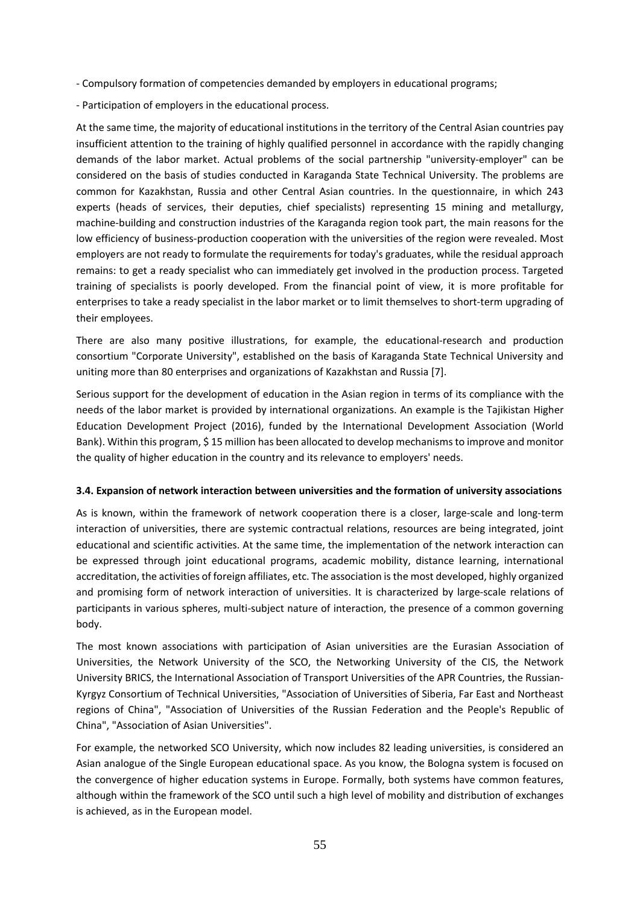- Compulsory formation of competencies demanded by employers in educational programs;

- Participation of employers in the educational process.

At the same time, the majority of educational institutions in the territory of the Central Asian countries pay insufficient attention to the training of highly qualified personnel in accordance with the rapidly changing demands of the labor market. Actual problems of the social partnership "university-employer" can be considered on the basis of studies conducted in Karaganda State Technical University. The problems are common for Kazakhstan, Russia and other Central Asian countries. In the questionnaire, in which 243 experts (heads of services, their deputies, chief specialists) representing 15 mining and metallurgy, machine-building and construction industries of the Karaganda region took part, the main reasons for the low efficiency of business-production cooperation with the universities of the region were revealed. Most employers are not ready to formulate the requirements for today's graduates, while the residual approach remains: to get a ready specialist who can immediately get involved in the production process. Targeted training of specialists is poorly developed. From the financial point of view, it is more profitable for enterprises to take a ready specialist in the labor market or to limit themselves to short-term upgrading of their employees.

There are also many positive illustrations, for example, the educational-research and production consortium "Corporate University", established on the basis of Karaganda State Technical University and uniting more than 80 enterprises and organizations of Kazakhstan and Russia [7].

Serious support for the development of education in the Asian region in terms of its compliance with the needs of the labor market is provided by international organizations. An example is the Tajikistan Higher Education Development Project (2016), funded by the International Development Association (World Bank). Within this program, $ 15 million has been allocated to develop mechanisms to improve and monitor the quality of higher education in the country and its relevance to employers' needs.

### 3.4. Expansion of network interaction between universities and the formation of university associations

As is known, within the framework of network cooperation there is a closer, large-scale and long-term interaction of universities, there are systemic contractual relations, resources are being integrated, joint educational and scientific activities. At the same time, the implementation of the network interaction can be expressed through joint educational programs, academic mobility, distance learning, international accreditation, the activities of foreign affiliates, etc. The association is the most developed, highly organized and promising form of network interaction of universities. It is characterized by large-scale relations of participants in various spheres, multi-subject nature of interaction, the presence of a common governing body.

The most known associations with participation of Asian universities are the Eurasian Association of Universities, the Network University of the SCO, the Networking University of the CIS, the Network University BRICS, the International Association of Transport Universities of the APR Countries, the Russian-Kyrgyz Consortium of Technical Universities, "Association of Universities of Siberia, Far East and Northeast regions of China", "Association of Universities of the Russian Federation and the People's Republic of China", "Association of Asian Universities".

For example, the networked SCO University, which now includes 82 leading universities, is considered an Asian analogue of the Single European educational space. As you know, the Bologna system is focused on the convergence of higher education systems in Europe. Formally, both systems have common features, although within the framework of the SCO until such a high level of mobility and distribution of exchanges is achieved, as in the European model.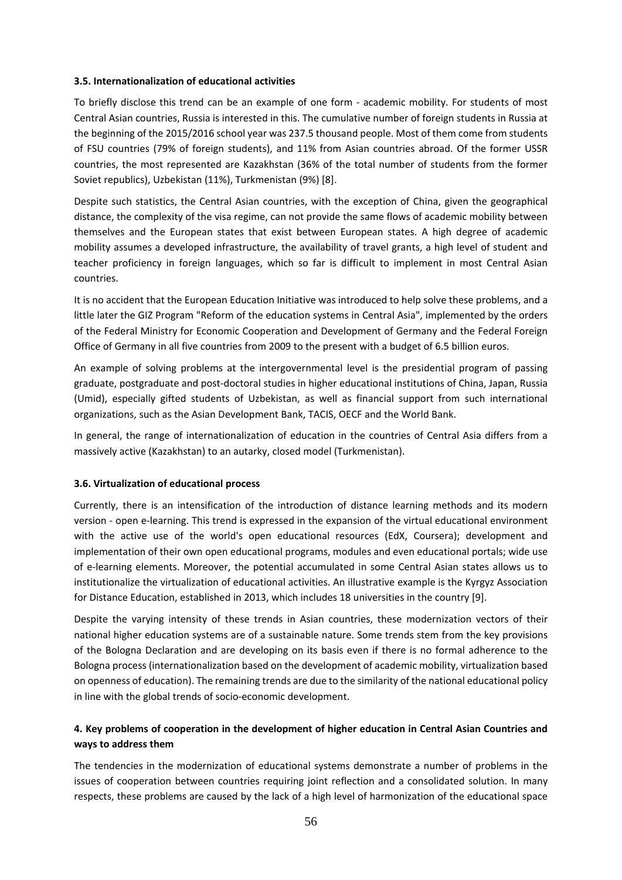### 3.5. Internationalization of educational activities

To briefly disclose this trend can be an example of one form - academic mobility. For students of most Central Asian countries, Russia is interested in this. The cumulative number of foreign students in Russia at the beginning of the 2015/2016 school year was 237.5 thousand people. Most of them come from students of FSU countries (79% of foreign students), and 11% from Asian countries abroad. Of the former USSR countries, the most represented are Kazakhstan (36% of the total number of students from the former Soviet republics), Uzbekistan (11%), Turkmenistan (9%) [8].

Despite such statistics, the Central Asian countries, with the exception of China, given the geographical distance, the complexity of the visa regime, can not provide the same flows of academic mobility between themselves and the European states that exist between European states. A high degree of academic mobility assumes a developed infrastructure, the availability of travel grants, a high level of student and teacher proficiency in foreign languages, which so far is difficult to implement in most Central Asian countries.

It is no accident that the European Education Initiative was introduced to help solve these problems, and a little later the GIZ Program "Reform of the education systems in Central Asia", implemented by the orders of the Federal Ministry for Economic Cooperation and Development of Germany and the Federal Foreign Office of Germany in all five countries from 2009 to the present with a budget of 6.5 billion euros.

An example of solving problems at the intergovernmental level is the presidential program of passing graduate, postgraduate and post-doctoral studies in higher educational institutions of China, Japan, Russia (Umid), especially gifted students of Uzbekistan, as well as financial support from such international organizations, such as the Asian Development Bank, TACIS, OECF and the World Bank.

In general, the range of internationalization of education in the countries of Central Asia differs from a massively active (Kazakhstan) to an autarky, closed model (Turkmenistan).

### 3.6. Virtualization of educational process

Currently, there is an intensification of the introduction of distance learning methods and its modern version - open e-learning. This trend is expressed in the expansion of the virtual educational environment with the active use of the world's open educational resources (EdX, Coursera); development and implementation of their own open educational programs, modules and even educational portals; wide use of e-learning elements. Moreover, the potential accumulated in some Central Asian states allows us to institutionalize the virtualization of educational activities. An illustrative example is the Kyrgyz Association for Distance Education, established in 2013, which includes 18 universities in the country [9].

Despite the varying intensity of these trends in Asian countries, these modernization vectors of their national higher education systems are of a sustainable nature. Some trends stem from the key provisions of the Bologna Declaration and are developing on its basis even if there is no formal adherence to the Bologna process (internationalization based on the development of academic mobility, virtualization based on openness of education). The remaining trends are due to the similarity of the national educational policy in line with the global trends of socio-economic development.

## 4. Key problems of cooperation in the development of higher education in Central Asian Countries and ways to address them

The tendencies in the modernization of educational systems demonstrate a number of problems in the issues of cooperation between countries requiring joint reflection and a consolidated solution. In many respects, these problems are caused by the lack of a high level of harmonization of the educational space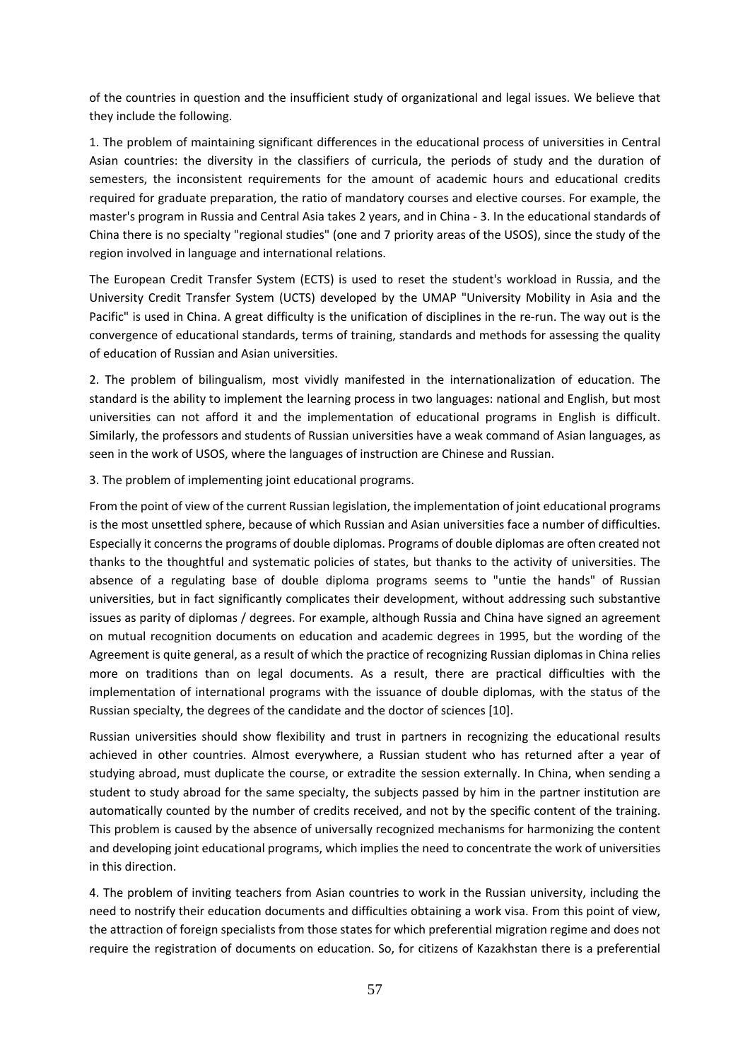of the countries in question and the insufficient study of organizational and legal issues. We believe that they include the following.

1. The problem of maintaining significant differences in the educational process of universities in Central Asian countries: the diversity in the classifiers of curricula, the periods of study and the duration of semesters, the inconsistent requirements for the amount of academic hours and educational credits required for graduate preparation, the ratio of mandatory courses and elective courses. For example, the master's program in Russia and Central Asia takes 2 years, and in China - 3. In the educational standards of China there is no specialty "regional studies" (one and 7 priority areas of the USOS), since the study of the region involved in language and international relations.

The European Credit Transfer System (ECTS) is used to reset the student's workload in Russia, and the University Credit Transfer System (UCTS) developed by the UMAP "University Mobility in Asia and the Pacific" is used in China. A great difficulty is the unification of disciplines in the re-run. The way out is the convergence of educational standards, terms of training, standards and methods for assessing the quality of education of Russian and Asian universities.

2. The problem of bilingualism, most vividly manifested in the internationalization of education. The standard is the ability to implement the learning process in two languages: national and English, but most universities can not afford it and the implementation of educational programs in English is difficult. Similarly, the professors and students of Russian universities have a weak command of Asian languages, as seen in the work of USOS, where the languages of instruction are Chinese and Russian.

3. The problem of implementing joint educational programs.

From the point of view of the current Russian legislation, the implementation of joint educational programs is the most unsettled sphere, because of which Russian and Asian universities face a number of difficulties. Especially it concerns the programs of double diplomas. Programs of double diplomas are often created not thanks to the thoughtful and systematic policies of states, but thanks to the activity of universities. The absence of a regulating base of double diploma programs seems to "untie the hands" of Russian universities, but in fact significantly complicates their development, without addressing such substantive issues as parity of diplomas / degrees. For example, although Russia and China have signed an agreement on mutual recognition documents on education and academic degrees in 1995, but the wording of the Agreement is quite general, as a result of which the practice of recognizing Russian diplomas in China relies more on traditions than on legal documents. As a result, there are practical difficulties with the implementation of international programs with the issuance of double diplomas, with the status of the Russian specialty, the degrees of the candidate and the doctor of sciences [10].

Russian universities should show flexibility and trust in partners in recognizing the educational results achieved in other countries. Almost everywhere, a Russian student who has returned after a year of studying abroad, must duplicate the course, or extradite the session externally. In China, when sending a student to study abroad for the same specialty, the subjects passed by him in the partner institution are automatically counted by the number of credits received, and not by the specific content of the training. This problem is caused by the absence of universally recognized mechanisms for harmonizing the content and developing joint educational programs, which implies the need to concentrate the work of universities in this direction.

4. The problem of inviting teachers from Asian countries to work in the Russian university, including the need to nostrify their education documents and difficulties obtaining a work visa. From this point of view, the attraction of foreign specialists from those states for which preferential migration regime and does not require the registration of documents on education. So, for citizens of Kazakhstan there is a preferential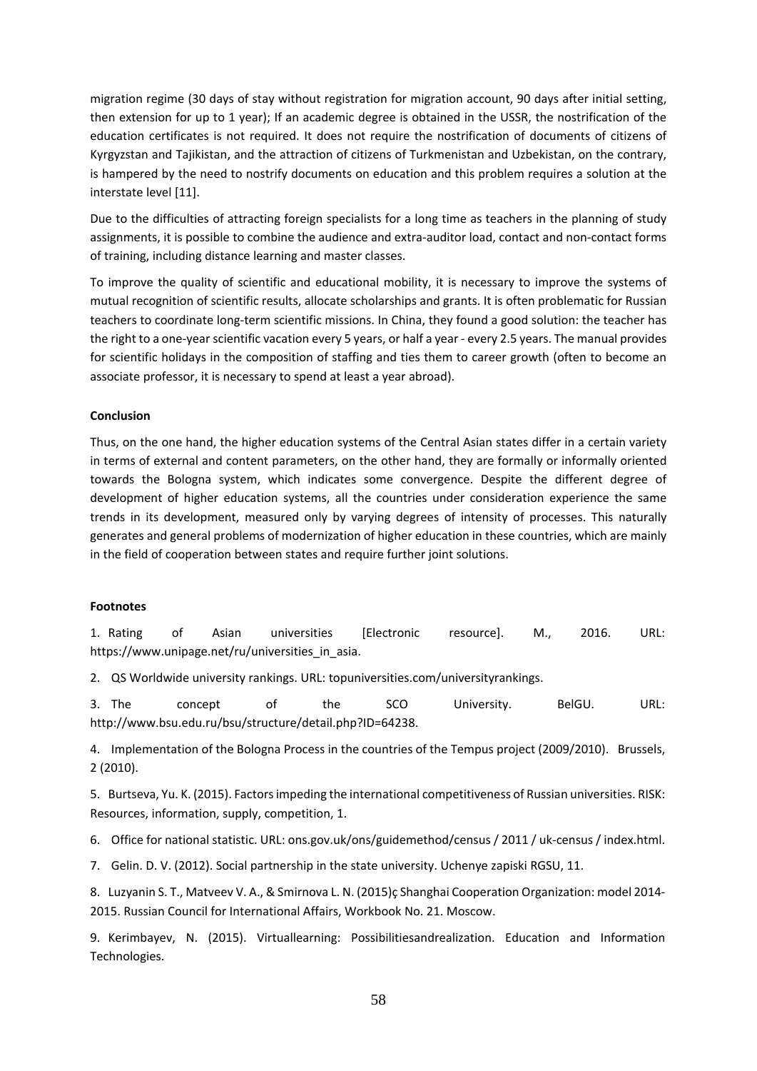migration regime (30 days of stay without registration for migration account, 90 days after initial setting, then extension for up to 1 year); If an academic degree is obtained in the USSR, the nostrification of the education certificates is not required. It does not require the nostrification of documents of citizens of Kyrgyzstan and Tajikistan, and the attraction of citizens of Turkmenistan and Uzbekistan, on the contrary, is hampered by the need to nostrify documents on education and this problem requires a solution at the interstate level [11].

Due to the difficulties of attracting foreign specialists for a long time as teachers in the planning of study assignments, it is possible to combine the audience and extra-auditor load, contact and non-contact forms of training, including distance learning and master classes.

To improve the quality of scientific and educational mobility, it is necessary to improve the systems of mutual recognition of scientific results, allocate scholarships and grants. It is often problematic for Russian teachers to coordinate long-term scientific missions. In China, they found a good solution: the teacher has the right to a one-year scientific vacation every 5 years, or half a year - every 2.5 years. The manual provides for scientific holidays in the composition of staffing and ties them to career growth (often to become an associate professor, it is necessary to spend at least a year abroad).

**Conclusion**

Thus, on the one hand, the higher education systems of the Central Asian states differ in a certain variety in terms of external and content parameters, on the other hand, they are formally or informally oriented towards the Bologna system, which indicates some convergence. Despite the different degree of development of higher education systems, all the countries under consideration experience the same trends in its development, measured only by varying degrees of intensity of processes. This naturally generates and general problems of modernization of higher education in these countries, which are mainly in the field of cooperation between states and require further joint solutions.

**Footnotes**

1. Rating of Asian universities [Electronic resource]. M., 2016. URL: https://www.unipage.net/ru/universities_in_asia.

2. QS Worldwide university rankings. URL: topuniversities.com/universityrankings.

3. The concept of the SCO University. BelGU. URL: http://www.bsu.edu.ru/bsu/structure/detail.php?ID=64238.

4. Implementation of the Bologna Process in the countries of the Tempus project (2009/2010). Brussels, 2 (2010).

5. Burtseva, Yu. K. (2015). Factors impeding the international competitiveness of Russian universities. RISK: Resources, information, supply, competition, 1.

6. Office for national statistic. URL: ons.gov.uk/ons/guidemethod/census / 2011 / uk-census / index.html.

7. Gelin. D. V. (2012). Social partnership in the state university. Uchenye zapiski RGSU, 11.

8. Luzyanin S. T., Matveev V. A., & Smirnova L. N. (2015)ç Shanghai Cooperation Organization: model 2014-2015. Russian Council for International Affairs, Workbook No. 21. Moscow.

9. Kerimbayev, N. (2015). Virtuallearning: Possibilitiesandrealization. Education and Information Technologies.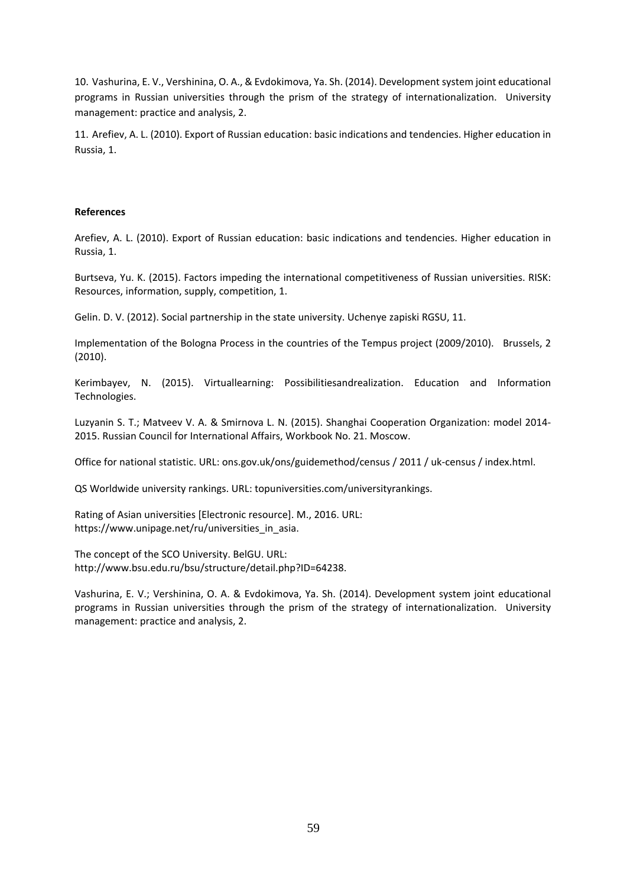10. Vashurina, E. V., Vershinina, O. A., & Evdokimova, Ya. Sh. (2014). Development system joint educational programs in Russian universities through the prism of the strategy of internationalization. University management: practice and analysis, 2.

11. Arefiev, A. L. (2010). Export of Russian education: basic indications and tendencies. Higher education in Russia, 1.

**References**

Arefiev, A. L. (2010). Export of Russian education: basic indications and tendencies. Higher education in Russia, 1.

Burtseva, Yu. K. (2015). Factors impeding the international competitiveness of Russian universities. RISK: Resources, information, supply, competition, 1.

Gelin. D. V. (2012). Social partnership in the state university. Uchenye zapiski RGSU, 11.

Implementation of the Bologna Process in the countries of the Tempus project (2009/2010). Brussels, 2 (2010).

Kerimbayev, N. (2015). Virtuallearning: Possibilitiesandrealization. Education and Information Technologies.

Luzyanin S. T.; Matveev V. A. & Smirnova L. N. (2015). Shanghai Cooperation Organization: model 2014-2015. Russian Council for International Affairs, Workbook No. 21. Moscow.

Office for national statistic. URL: ons.gov.uk/ons/guidemethod/census / 2011 / uk-census / index.html.

QS Worldwide university rankings. URL: topuniversities.com/universityrankings.

Rating of Asian universities [Electronic resource]. M., 2016. URL: https://www.unipage.net/ru/universities_in_asia.

The concept of the SCO University. BelGU. URL: http://www.bsu.edu.ru/bsu/structure/detail.php?ID=64238.

Vashurina, E. V.; Vershinina, O. A. & Evdokimova, Ya. Sh. (2014). Development system joint educational programs in Russian universities through the prism of the strategy of internationalization. University management: practice and analysis, 2.